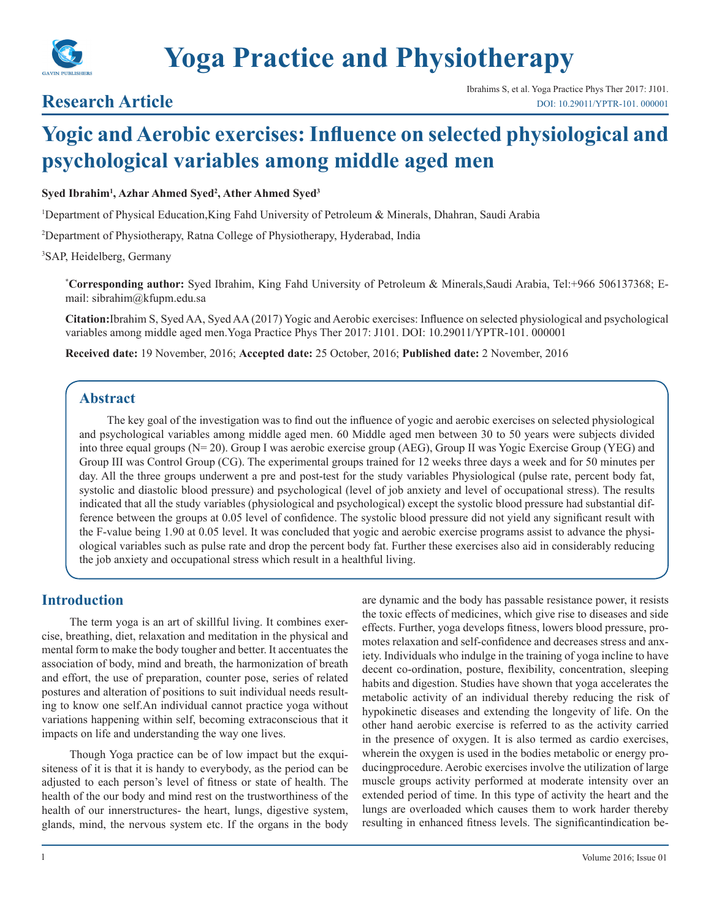# Yoga Practice and Physiotherapy

## Research Article

Ibrahims S, et al. Yoga Practice Phys Ther 2017: J101.
DOI: 10.29011/YPTR-101. 000001

# Yogic and Aerobic exercises: Influence on selected physiological and psychological variables among middle aged men

**Syed Ibrahim[1], Azhar Ahmed Syed[2], Ather Ahmed Syed[3]**

[1]Department of Physical Education,King Fahd University of Petroleum & Minerals, Dhahran, Saudi Arabia

[2]Department of Physiotherapy, Ratna College of Physiotherapy, Hyderabad, India

[3]SAP, Heidelberg, Germany

[*]**Corresponding author:** Syed Ibrahim, King Fahd University of Petroleum & Minerals,Saudi Arabia, Tel:+966 506137368; E-mail: sibrahim@kfupm.edu.sa

**Citation:**Ibrahim S, Syed AA, Syed AA (2017) Yogic and Aerobic exercises: Influence on selected physiological and psychological variables among middle aged men.Yoga Practice Phys Ther 2017: J101. DOI: 10.29011/YPTR-101. 000001

**Received date:** 19 November, 2016; **Accepted date:** 25 October, 2016; **Published date:** 2 November, 2016

## Abstract

The key goal of the investigation was to find out the influence of yogic and aerobic exercises on selected physiological and psychological variables among middle aged men. 60 Middle aged men between 30 to 50 years were subjects divided into three equal groups (N= 20). Group I was aerobic exercise group (AEG), Group II was Yogic Exercise Group (YEG) and Group III was Control Group (CG). The experimental groups trained for 12 weeks three days a week and for 50 minutes per day. All the three groups underwent a pre and post-test for the study variables Physiological (pulse rate, percent body fat, systolic and diastolic blood pressure) and psychological (level of job anxiety and level of occupational stress). The results indicated that all the study variables (physiological and psychological) except the systolic blood pressure had substantial difference between the groups at 0.05 level of confidence. The systolic blood pressure did not yield any significant result with the F-value being 1.90 at 0.05 level. It was concluded that yogic and aerobic exercise programs assist to advance the physiological variables such as pulse rate and drop the percent body fat. Further these exercises also aid in considerably reducing the job anxiety and occupational stress which result in a healthful living.

## Introduction

The term yoga is an art of skillful living. It combines exercise, breathing, diet, relaxation and meditation in the physical and mental form to make the body tougher and better. It accentuates the association of body, mind and breath, the harmonization of breath and effort, the use of preparation, counter pose, series of related postures and alteration of positions to suit individual needs resulting to know one self.An individual cannot practice yoga without variations happening within self, becoming extraconscious that it impacts on life and understanding the way one lives.

Though Yoga practice can be of low impact but the exquisiteness of it is that it is handy to everybody, as the period can be adjusted to each person's level of fitness or state of health. The health of the our body and mind rest on the trustworthiness of the health of our innerstructures- the heart, lungs, digestive system, glands, mind, the nervous system etc. If the organs in the body are dynamic and the body has passable resistance power, it resists the toxic effects of medicines, which give rise to diseases and side effects. Further, yoga develops fitness, lowers blood pressure, promotes relaxation and self-confidence and decreases stress and anxiety. Individuals who indulge in the training of yoga incline to have decent co-ordination, posture, flexibility, concentration, sleeping habits and digestion. Studies have shown that yoga accelerates the metabolic activity of an individual thereby reducing the risk of hypokinetic diseases and extending the longevity of life. On the other hand aerobic exercise is referred to as the activity carried in the presence of oxygen. It is also termed as cardio exercises, wherein the oxygen is used in the bodies metabolic or energy producingprocedure. Aerobic exercises involve the utilization of large muscle groups activity performed at moderate intensity over an extended period of time. In this type of activity the heart and the lungs are overloaded which causes them to work harder thereby resulting in enhanced fitness levels. The significantindication be-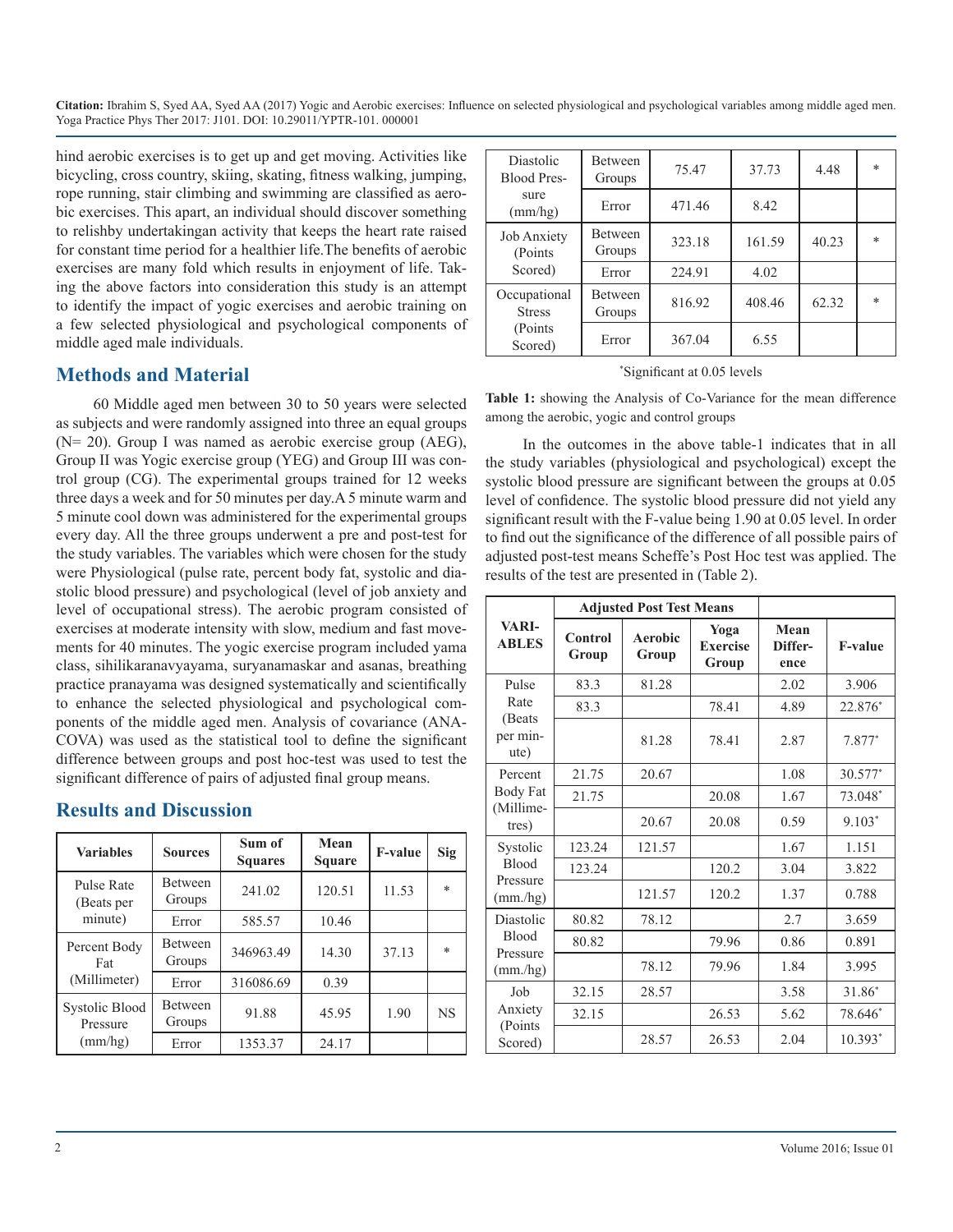hind aerobic exercises is to get up and get moving. Activities like bicycling, cross country, skiing, skating, fitness walking, jumping, rope running, stair climbing and swimming are classified as aerobic exercises. This apart, an individual should discover something to relishby undertakingan activity that keeps the heart rate raised for constant time period for a healthier life.The benefits of aerobic exercises are many fold which results in enjoyment of life. Taking the above factors into consideration this study is an attempt to identify the impact of yogic exercises and aerobic training on a few selected physiological and psychological components of middle aged male individuals.

## Methods and Material

60 Middle aged men between 30 to 50 years were selected as subjects and were randomly assigned into three an equal groups (N= 20). Group I was named as aerobic exercise group (AEG), Group II was Yogic exercise group (YEG) and Group III was control group (CG). The experimental groups trained for 12 weeks three days a week and for 50 minutes per day.A 5 minute warm and 5 minute cool down was administered for the experimental groups every day. All the three groups underwent a pre and post-test for the study variables. The variables which were chosen for the study were Physiological (pulse rate, percent body fat, systolic and diastolic blood pressure) and psychological (level of job anxiety and level of occupational stress). The aerobic program consisted of exercises at moderate intensity with slow, medium and fast movements for 40 minutes. The yogic exercise program included yama class, sihilikaranavyayama, suryanamaskar and asanas, breathing practice pranayama was designed systematically and scientifically to enhance the selected physiological and psychological components of the middle aged men. Analysis of covariance (ANACOVA) was used as the statistical tool to define the significant difference between groups and post hoc-test was used to test the significant difference of pairs of adjusted final group means.

## Results and Discussion

| Variables | Sources | Sum of Squares | Mean Square | F-value | Sig |
|---|---|---|---|---|---|
| Pulse Rate (Beats per minute) | Between Groups | 241.02 | 120.51 | 11.53 | * |
| | Error | 585.57 | 10.46 | | |
| Percent Body Fat (Millimeter) | Between Groups | 346963.49 | 14.30 | 37.13 | * |
| | Error | 316086.69 | 0.39 | | |
| Systolic Blood Pressure (mm/hg) | Between Groups | 91.88 | 45.95 | 1.90 | NS |
| | Error | 1353.37 | 24.17 | | |
| Diastolic Blood Pressure (mm/hg) | Between Groups | 75.47 | 37.73 | 4.48 | * |
| | Error | 471.46 | 8.42 | | |
| Job Anxiety (Points Scored) | Between Groups | 323.18 | 161.59 | 40.23 | * |
| | Error | 224.91 | 4.02 | | |
| Occupational Stress (Points Scored) | Between Groups | 816.92 | 408.46 | 62.32 | * |
| | Error | 367.04 | 6.55 | | |

*Significant at 0.05 levels

**Table 1:** showing the Analysis of Co-Variance for the mean difference among the aerobic, yogic and control groups

In the outcomes in the above table-1 indicates that in all the study variables (physiological and psychological) except the systolic blood pressure are significant between the groups at 0.05 level of confidence. The systolic blood pressure did not yield any significant result with the F-value being 1.90 at 0.05 level. In order to find out the significance of the difference of all possible pairs of adjusted post-test means Scheffe's Post Hoc test was applied. The results of the test are presented in (Table 2).

| VARIABLES | Adjusted Post Test Means | | | Mean Difference | F-value |
|---|---|---|---|---|---|
| | Control Group | Aerobic Group | Yoga Exercise Group | | |
| Pulse Rate (Beats per minute) | 83.3 | 81.28 | | 2.02 | 3.906 |
| | 83.3 | | 78.41 | 4.89 | 22.876* |
| | | 81.28 | 78.41 | 2.87 | 7.877* |
| Percent Body Fat (Millimetres) | 21.75 | 20.67 | | 1.08 | 30.577* |
| | 21.75 | | 20.08 | 1.67 | 73.048* |
| | | 20.67 | 20.08 | 0.59 | 9.103* |
| Systolic Blood Pressure (mm./hg) | 123.24 | 121.57 | | 1.67 | 1.151 |
| | 123.24 | | 120.2 | 3.04 | 3.822 |
| | | 121.57 | 120.2 | 1.37 | 0.788 |
| Diastolic Blood Pressure (mm./hg) | 80.82 | 78.12 | | 2.7 | 3.659 |
| | 80.82 | | 79.96 | 0.86 | 0.891 |
| | | 78.12 | 79.96 | 1.84 | 3.995 |
| Job Anxiety (Points Scored) | 32.15 | 28.57 | | 3.58 | 31.86* |
| | 32.15 | | 26.53 | 5.62 | 78.646* |
| | | 28.57 | 26.53 | 2.04 | 10.393* |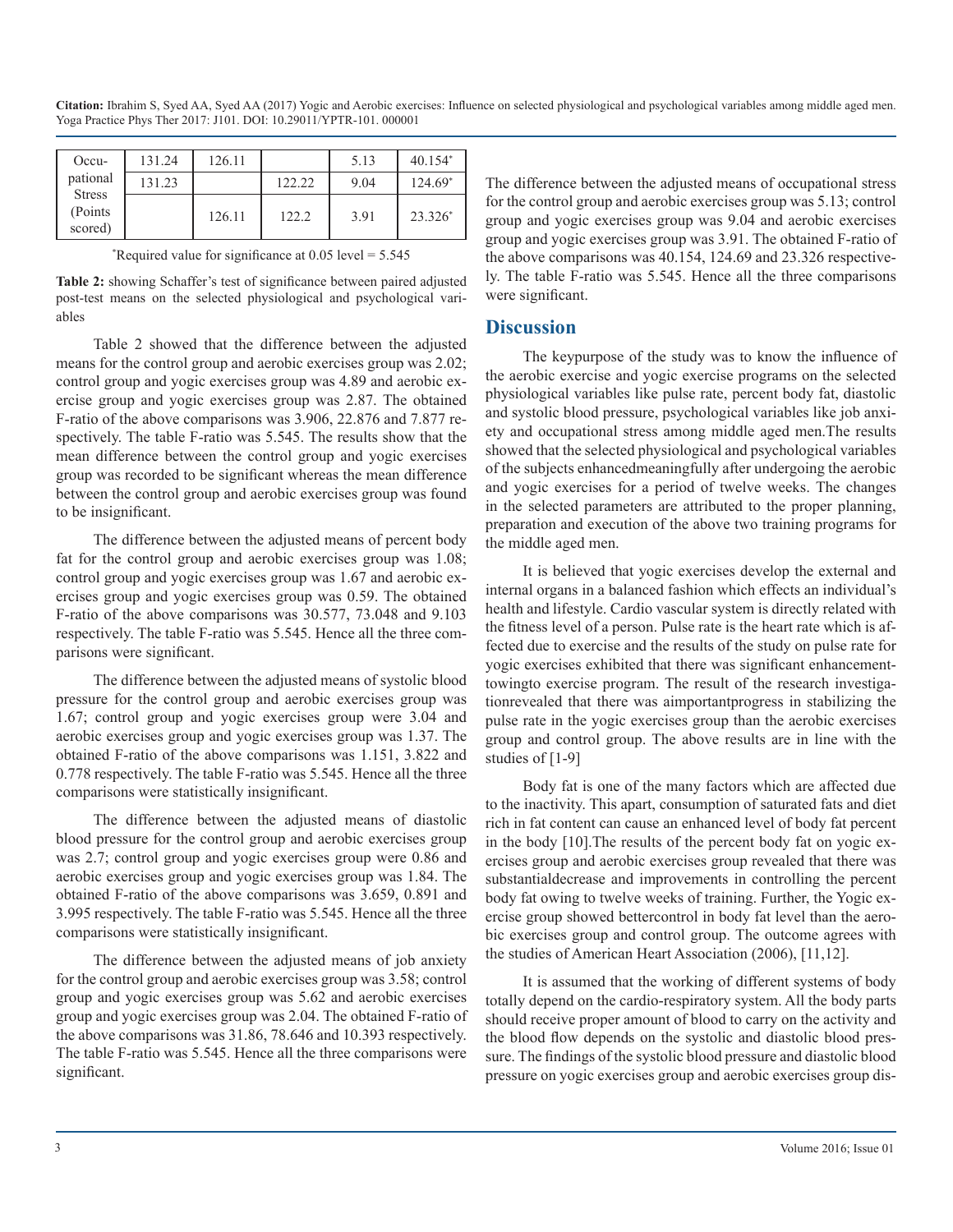| | | | | | |
|---|---|---|---|---|---|
| Occupational Stress (Points scored) | 131.24 | 126.11 | | 5.13 | 40.154* |
| | 131.23 | | 122.22 | 9.04 | 124.69* |
| | | 126.11 | 122.2 | 3.91 | 23.326* |

*Required value for significance at 0.05 level = 5.545

**Table 2:** showing Schaffer's test of significance between paired adjusted post-test means on the selected physiological and psychological variables

Table 2 showed that the difference between the adjusted means for the control group and aerobic exercises group was 2.02; control group and yogic exercises group was 4.89 and aerobic exercise group and yogic exercises group was 2.87. The obtained F-ratio of the above comparisons was 3.906, 22.876 and 7.877 respectively. The table F-ratio was 5.545. The results show that the mean difference between the control group and yogic exercises group was recorded to be significant whereas the mean difference between the control group and aerobic exercises group was found to be insignificant.

The difference between the adjusted means of percent body fat for the control group and aerobic exercises group was 1.08; control group and yogic exercises group was 1.67 and aerobic exercises group and yogic exercises group was 0.59. The obtained F-ratio of the above comparisons was 30.577, 73.048 and 9.103 respectively. The table F-ratio was 5.545. Hence all the three comparisons were significant.

The difference between the adjusted means of systolic blood pressure for the control group and aerobic exercises group was 1.67; control group and yogic exercises group were 3.04 and aerobic exercises group and yogic exercises group was 1.37. The obtained F-ratio of the above comparisons was 1.151, 3.822 and 0.778 respectively. The table F-ratio was 5.545. Hence all the three comparisons were statistically insignificant.

The difference between the adjusted means of diastolic blood pressure for the control group and aerobic exercises group was 2.7; control group and yogic exercises group were 0.86 and aerobic exercises group and yogic exercises group was 1.84. The obtained F-ratio of the above comparisons was 3.659, 0.891 and 3.995 respectively. The table F-ratio was 5.545. Hence all the three comparisons were statistically insignificant.

The difference between the adjusted means of job anxiety for the control group and aerobic exercises group was 3.58; control group and yogic exercises group was 5.62 and aerobic exercises group and yogic exercises group was 2.04. The obtained F-ratio of the above comparisons was 31.86, 78.646 and 10.393 respectively. The table F-ratio was 5.545. Hence all the three comparisons were significant.

The difference between the adjusted means of occupational stress for the control group and aerobic exercises group was 5.13; control group and yogic exercises group was 9.04 and aerobic exercises group and yogic exercises group was 3.91. The obtained F-ratio of the above comparisons was 40.154, 124.69 and 23.326 respectively. The table F-ratio was 5.545. Hence all the three comparisons were significant.

## Discussion

The keypurpose of the study was to know the influence of the aerobic exercise and yogic exercise programs on the selected physiological variables like pulse rate, percent body fat, diastolic and systolic blood pressure, psychological variables like job anxiety and occupational stress among middle aged men.The results showed that the selected physiological and psychological variables of the subjects enhancedmeaningfully after undergoing the aerobic and yogic exercises for a period of twelve weeks. The changes in the selected parameters are attributed to the proper planning, preparation and execution of the above two training programs for the middle aged men.

It is believed that yogic exercises develop the external and internal organs in a balanced fashion which effects an individual's health and lifestyle. Cardio vascular system is directly related with the fitness level of a person. Pulse rate is the heart rate which is affected due to exercise and the results of the study on pulse rate for yogic exercises exhibited that there was significant enhancementtowingto exercise program. The result of the research investigationrevealed that there was aimportantprogress in stabilizing the pulse rate in the yogic exercises group than the aerobic exercises group and control group. The above results are in line with the studies of [1-9]

Body fat is one of the many factors which are affected due to the inactivity. This apart, consumption of saturated fats and diet rich in fat content can cause an enhanced level of body fat percent in the body [10].The results of the percent body fat on yogic exercises group and aerobic exercises group revealed that there was substantialdecrease and improvements in controlling the percent body fat owing to twelve weeks of training. Further, the Yogic exercise group showed bettercontrol in body fat level than the aerobic exercises group and control group. The outcome agrees with the studies of American Heart Association (2006), [11,12].

It is assumed that the working of different systems of body totally depend on the cardio-respiratory system. All the body parts should receive proper amount of blood to carry on the activity and the blood flow depends on the systolic and diastolic blood pressure. The findings of the systolic blood pressure and diastolic blood pressure on yogic exercises group and aerobic exercises group dis-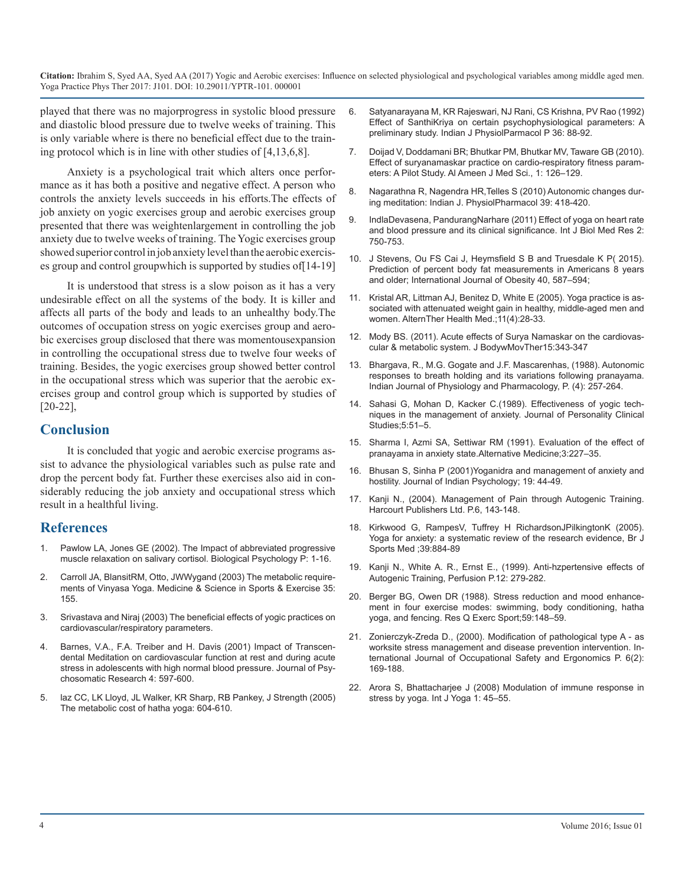played that there was no majorprogress in systolic blood pressure and diastolic blood pressure due to twelve weeks of training. This is only variable where is there no beneficial effect due to the training protocol which is in line with other studies of [4,13,6,8].

Anxiety is a psychological trait which alters once performance as it has both a positive and negative effect. A person who controls the anxiety levels succeeds in his efforts.The effects of job anxiety on yogic exercises group and aerobic exercises group presented that there was weightenlargement in controlling the job anxiety due to twelve weeks of training. The Yogic exercises group showed superior control in job anxiety level than the aerobic exercises group and control groupwhich is supported by studies of[14-19]

It is understood that stress is a slow poison as it has a very undesirable effect on all the systems of the body. It is killer and affects all parts of the body and leads to an unhealthy body.The outcomes of occupation stress on yogic exercises group and aerobic exercises group disclosed that there was momentousexpansion in controlling the occupational stress due to twelve four weeks of training. Besides, the yogic exercises group showed better control in the occupational stress which was superior that the aerobic exercises group and control group which is supported by studies of [20-22],

## Conclusion

It is concluded that yogic and aerobic exercise programs assist to advance the physiological variables such as pulse rate and drop the percent body fat. Further these exercises also aid in considerably reducing the job anxiety and occupational stress which result in a healthful living.

## References

1. Pawlow LA, Jones GE (2002). The Impact of abbreviated progressive muscle relaxation on salivary cortisol. Biological Psychology P: 1-16.
2. Carroll JA, BlansitRM, Otto, JWWygand (2003) The metabolic requirements of Vinyasa Yoga. Medicine & Science in Sports & Exercise 35: 155.
3. Srivastava and Niraj (2003) The beneficial effects of yogic practices on cardiovascular/respiratory parameters.
4. Barnes, V.A., F.A. Treiber and H. Davis (2001) Impact of Transcendental Meditation on cardiovascular function at rest and during acute stress in adolescents with high normal blood pressure. Journal of Psychosomatic Research 4: 597-600.
5. laz CC, LK Lloyd, JL Walker, KR Sharp, RB Pankey, J Strength (2005) The metabolic cost of hatha yoga: 604-610.
6. Satyanarayana M, KR Rajeswari, NJ Rani, CS Krishna, PV Rao (1992) Effect of SanthiKriya on certain psychophysiological parameters: A preliminary study. Indian J PhysiolParmacol P 36: 88-92.
7. Doijad V, Doddamani BR; Bhutkar PM, Bhutkar MV, Taware GB (2010). Effect of suryanamaskar practice on cardio-respiratory fitness parameters: A Pilot Study. Al Ameen J Med Sci., 1: 126–129.
8. Nagarathna R, Nagendra HR,Telles S (2010) Autonomic changes during meditation: Indian J. PhysiolPharmacol 39: 418-420.
9. IndlaDevasena, PandurangNarhare (2011) Effect of yoga on heart rate and blood pressure and its clinical significance. Int J Biol Med Res 2: 750-753.
10. J Stevens, Ou FS Cai J, Heymsfield S B and Truesdale K P( 2015). Prediction of percent body fat measurements in Americans 8 years and older; International Journal of Obesity 40, 587–594;
11. Kristal AR, Littman AJ, Benitez D, White E (2005). Yoga practice is associated with attenuated weight gain in healthy, middle-aged men and women. AlternTher Health Med.;11(4):28-33.
12. Mody BS. (2011). Acute effects of Surya Namaskar on the cardiovascular & metabolic system. J BodywMovTher15:343-347
13. Bhargava, R., M.G. Gogate and J.F. Mascarenhas, (1988). Autonomic responses to breath holding and its variations following pranayama. Indian Journal of Physiology and Pharmacology, P. (4): 257-264.
14. Sahasi G, Mohan D, Kacker C.(1989). Effectiveness of yogic techniques in the management of anxiety. Journal of Personality Clinical Studies;5:51–5.
15. Sharma I, Azmi SA, Settiwar RM (1991). Evaluation of the effect of pranayama in anxiety state.Alternative Medicine;3:227–35.
16. Bhusan S, Sinha P (2001)Yoganidra and management of anxiety and hostility. Journal of Indian Psychology; 19: 44-49.
17. Kanji N., (2004). Management of Pain through Autogenic Training. Harcourt Publishers Ltd. P.6, 143-148.
18. Kirkwood G, RampesV, Tuffrey H RichardsonJPilkingtonK (2005). Yoga for anxiety: a systematic review of the research evidence, Br J Sports Med ;39:884-89
19. Kanji N., White A. R., Ernst E., (1999). Anti-hzpertensive effects of Autogenic Training, Perfusion P.12: 279-282.
20. Berger BG, Owen DR (1988). Stress reduction and mood enhancement in four exercise modes: swimming, body conditioning, hatha yoga, and fencing. Res Q Exerc Sport;59:148–59.
21. Zonierczyk-Zreda D., (2000). Modification of pathological type A - as worksite stress management and disease prevention intervention. International Journal of Occupational Safety and Ergonomics P. 6(2): 169-188.
22. Arora S, Bhattacharjee J (2008) Modulation of immune response in stress by yoga. Int J Yoga 1: 45–55.